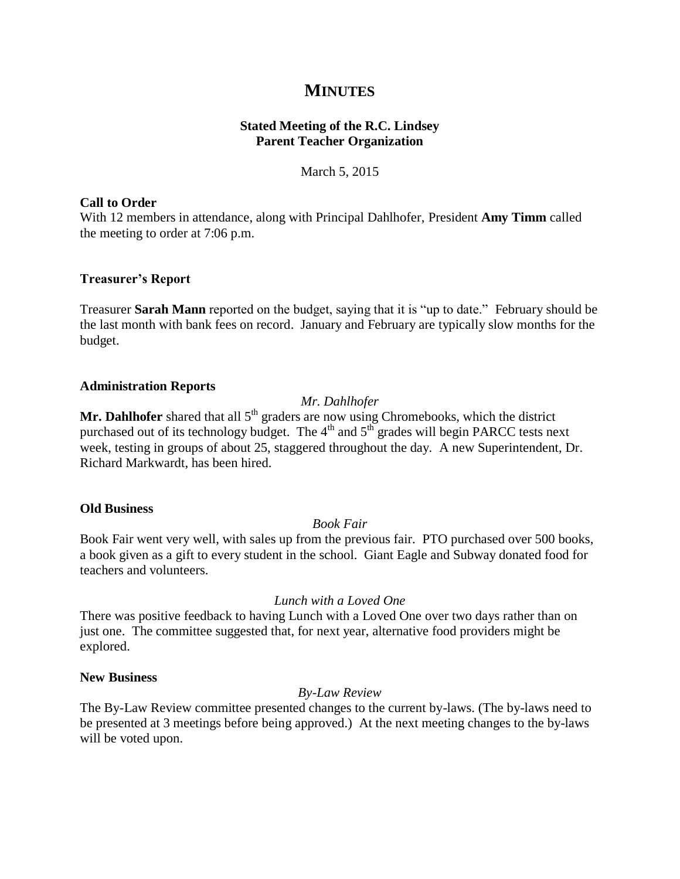# MINUTES

**Stated Meeting of the R.C. Lindsey**
**Parent Teacher Organization**

March 5, 2015

**Call to Order**

With 12 members in attendance, along with Principal Dahlhofer, President **Amy Timm** called the meeting to order at 7:06 p.m.

**Treasurer's Report**

Treasurer **Sarah Mann** reported on the budget, saying that it is "up to date." February should be the last month with bank fees on record. January and February are typically slow months for the budget.

**Administration Reports**

*Mr. Dahlhofer*

**Mr. Dahlhofer** shared that all 5th graders are now using Chromebooks, which the district purchased out of its technology budget. The 4th and 5th grades will begin PARCC tests next week, testing in groups of about 25, staggered throughout the day. A new Superintendent, Dr. Richard Markwardt, has been hired.

**Old Business**

*Book Fair*

Book Fair went very well, with sales up from the previous fair. PTO purchased over 500 books, a book given as a gift to every student in the school. Giant Eagle and Subway donated food for teachers and volunteers.

*Lunch with a Loved One*

There was positive feedback to having Lunch with a Loved One over two days rather than on just one. The committee suggested that, for next year, alternative food providers might be explored.

**New Business**

*By-Law Review*

The By-Law Review committee presented changes to the current by-laws. (The by-laws need to be presented at 3 meetings before being approved.) At the next meeting changes to the by-laws will be voted upon.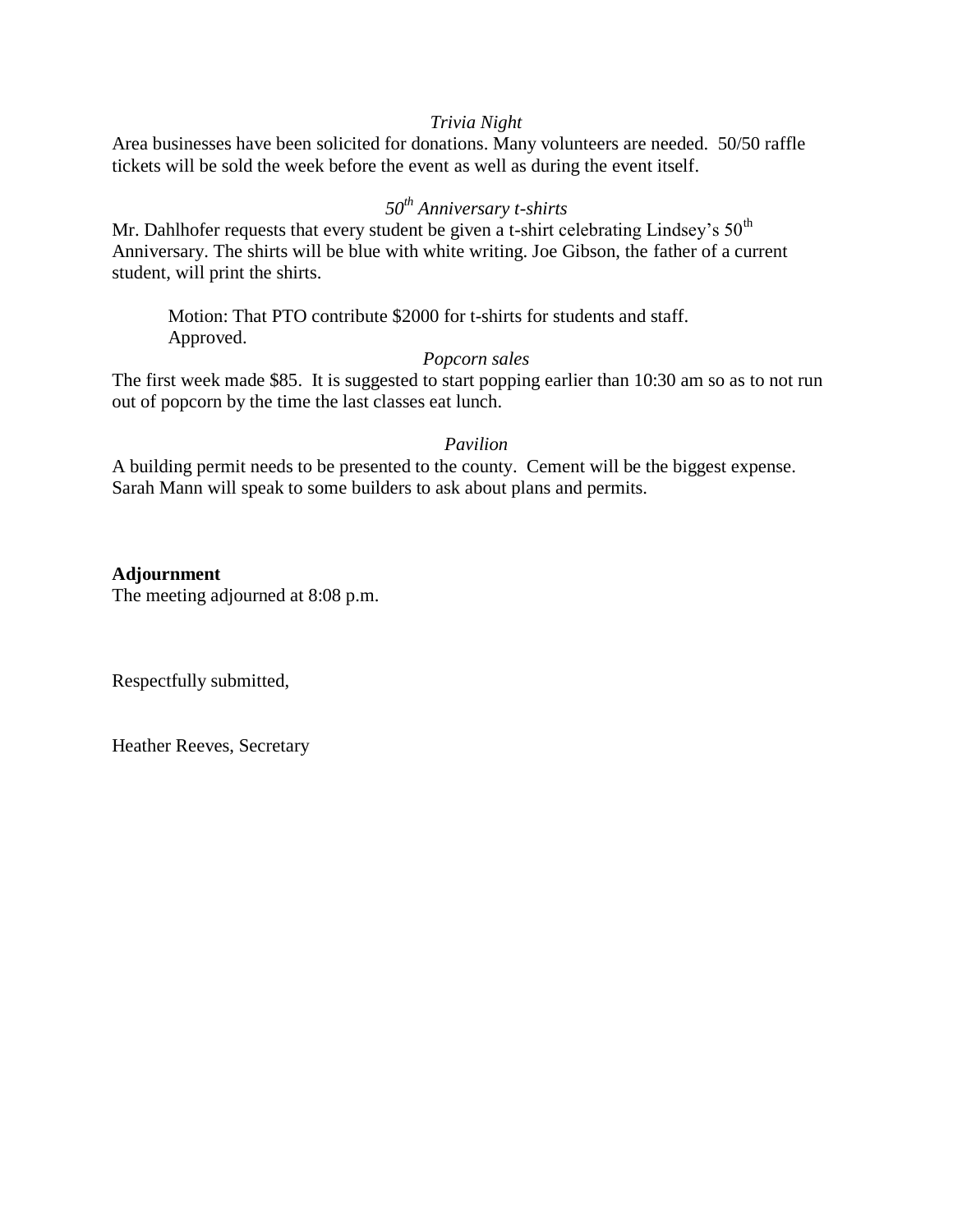*Trivia Night*

Area businesses have been solicited for donations. Many volunteers are needed. 50/50 raffle tickets will be sold the week before the event as well as during the event itself.

*50th Anniversary t-shirts*

Mr. Dahlhofer requests that every student be given a t-shirt celebrating Lindsey's 50th Anniversary. The shirts will be blue with white writing. Joe Gibson, the father of a current student, will print the shirts.

> Motion: That PTO contribute $2000 for t-shirts for students and staff.
> Approved.

*Popcorn sales*

The first week made $85. It is suggested to start popping earlier than 10:30 am so as to not run out of popcorn by the time the last classes eat lunch.

*Pavilion*

A building permit needs to be presented to the county. Cement will be the biggest expense. Sarah Mann will speak to some builders to ask about plans and permits.

**Adjournment**

The meeting adjourned at 8:08 p.m.

Respectfully submitted,

Heather Reeves, Secretary